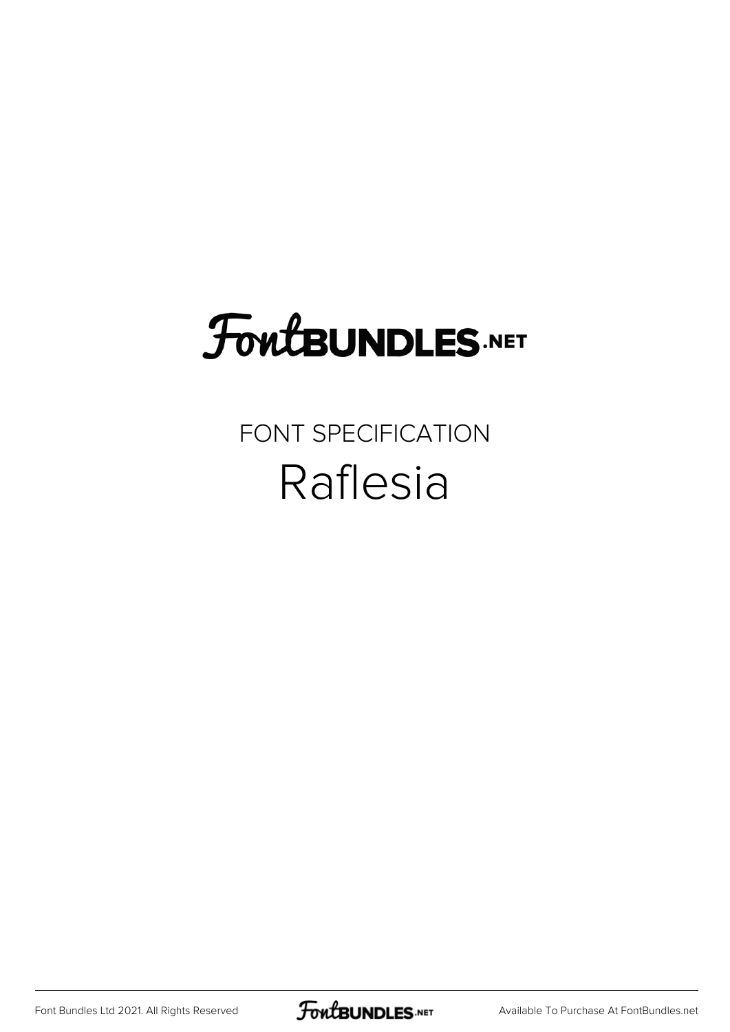# FontBUNDLES.NET

FONT SPECIFICATION

## Raflesia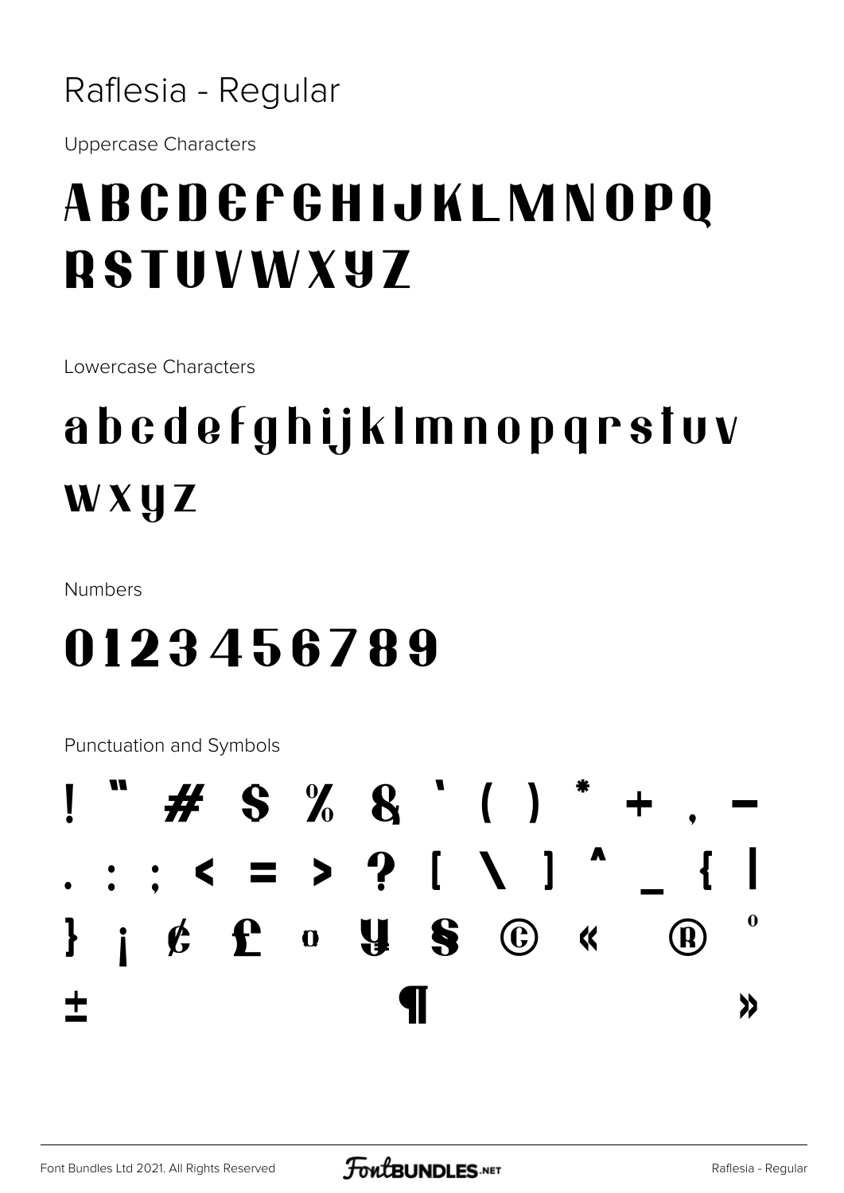# Raflesia - Regular

Uppercase Characters

ABCDEFGHIJKLMNOPQ
RSTUVWXYZ

Lowercase Characters

abcdefghijklmnopqrstuv
wxyz

Numbers

0123456789

Punctuation and Symbols

! " # $ % & ' ( ) * + , -
. : ; < = > ? [ \ ] ^ _ { |
} ¡ ¢ £ ¤ ¥ § © « ® °
± ¶ »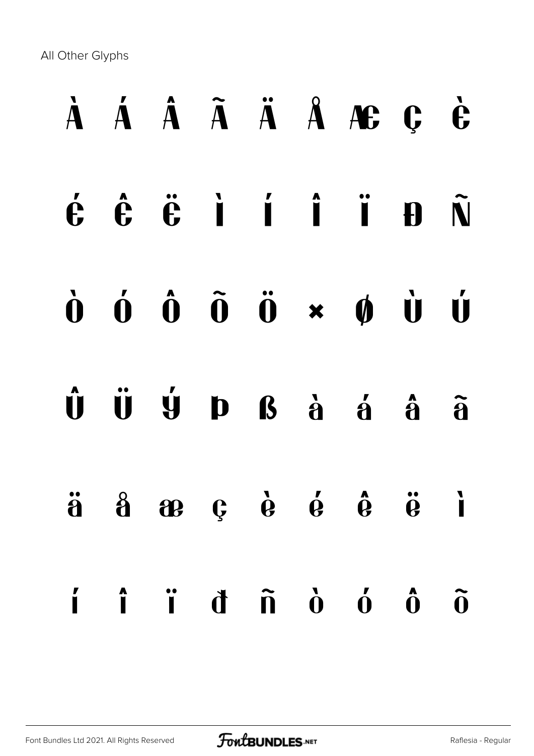All Other Glyphs

À Á Â Ã Ä Å Æ Ç È

É Ê Ë Ì Í Î Ï Ð Ñ

Ò Ó Ô Õ Ö × Ø Ù Ú

Û Ü Ý Þ ß à á â ã

ä å æ ç è é ê ë ì

í î ï ð ñ ò ó ô õ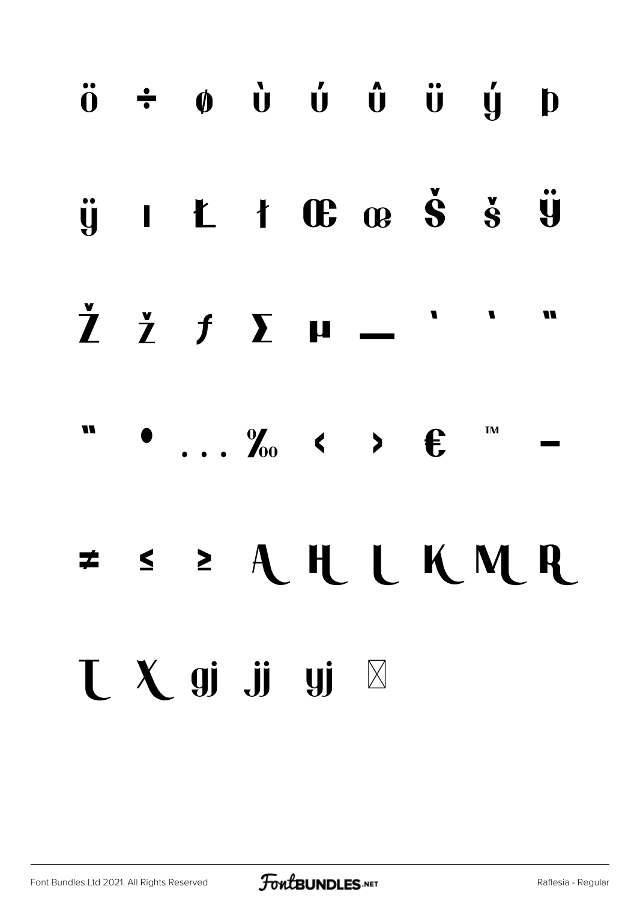ö ÷ ø ù ú û ü ý þ

ÿ ı Ł ł Œ œ Š š Ÿ

Ž ž ƒ ∑ µ — ' ' "

" • … ‰ ‹ › € ™ –

≠ ≤ ≥ A H L K M R

T X gj jj yj ⊠